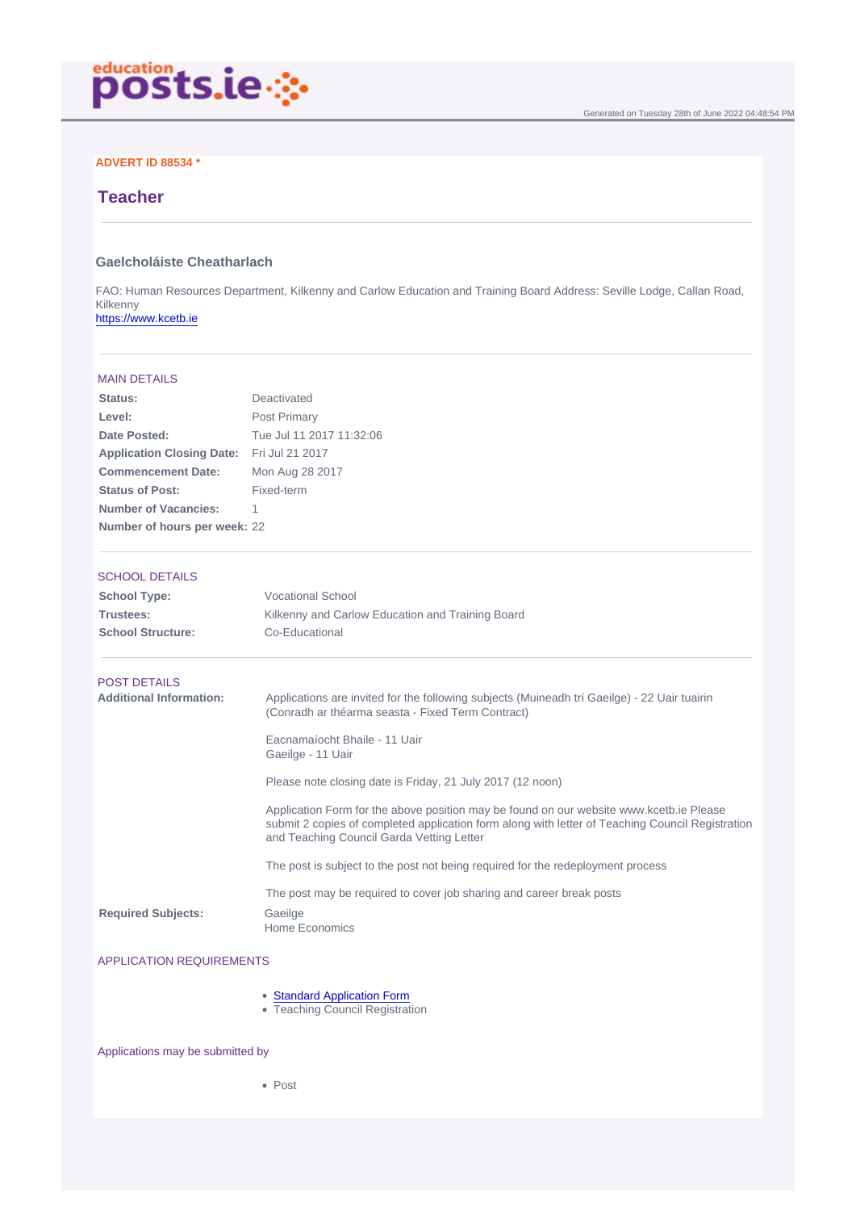ADVERT ID 88534 *

# Teacher

### Gaelcholáiste Cheatharlach

FAO: Human Resources Department, Kilkenny and Carlow Education and Training Board Address: Seville Lodge, Callan Road, Kilkenny
https://www.kcetb.ie

## MAIN DETAILS

| | |
|---|---|
| **Status:** | Deactivated |
| **Level:** | Post Primary |
| **Date Posted:** | Tue Jul 11 2017 11:32:06 |
| **Application Closing Date:** | Fri Jul 21 2017 |
| **Commencement Date:** | Mon Aug 28 2017 |
| **Status of Post:** | Fixed-term |
| **Number of Vacancies:** | 1 |
| **Number of hours per week:** | 22 |

## SCHOOL DETAILS

| | |
|---|---|
| **School Type:** | Vocational School |
| **Trustees:** | Kilkenny and Carlow Education and Training Board |
| **School Structure:** | Co-Educational |

## POST DETAILS

**Additional Information:**

Applications are invited for the following subjects (Muineadh trí Gaeilge) - 22 Uair tuairin (Conradh ar théarma seasta - Fixed Term Contract)

Eacnamaíocht Bhaile - 11 Uair
Gaeilge - 11 Uair

Please note closing date is Friday, 21 July 2017 (12 noon)

Application Form for the above position may be found on our website www.kcetb.ie Please submit 2 copies of completed application form along with letter of Teaching Council Registration and Teaching Council Garda Vetting Letter

The post is subject to the post not being required for the redeployment process

The post may be required to cover job sharing and career break posts

**Required Subjects:**

Gaeilge
Home Economics

## APPLICATION REQUIREMENTS

- Standard Application Form
- Teaching Council Registration

## Applications may be submitted by

- Post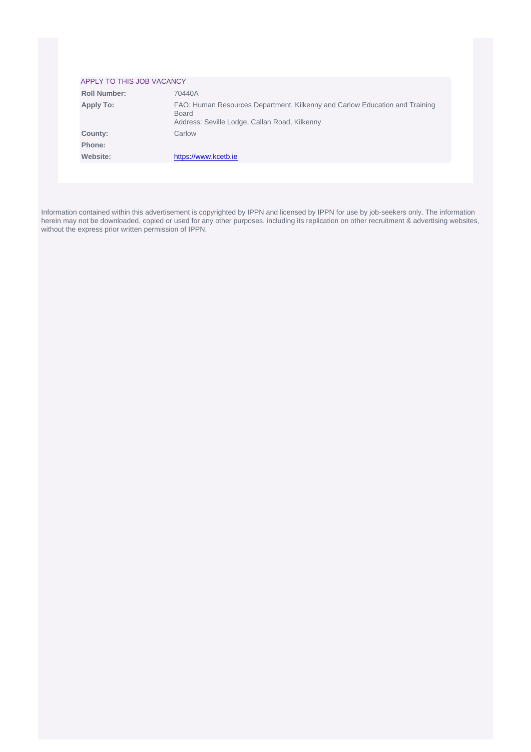APPLY TO THIS JOB VACANCY

| | |
|---|---|
| **Roll Number:** | 70440A |
| **Apply To:** | FAO: Human Resources Department, Kilkenny and Carlow Education and Training Board<br>Address: Seville Lodge, Callan Road, Kilkenny |
| **County:** | Carlow |
| **Phone:** | |
| **Website:** | https://www.kcetb.ie |

Information contained within this advertisement is copyrighted by IPPN and licensed by IPPN for use by job-seekers only. The information herein may not be downloaded, copied or used for any other purposes, including its replication on other recruitment & advertising websites, without the express prior written permission of IPPN.